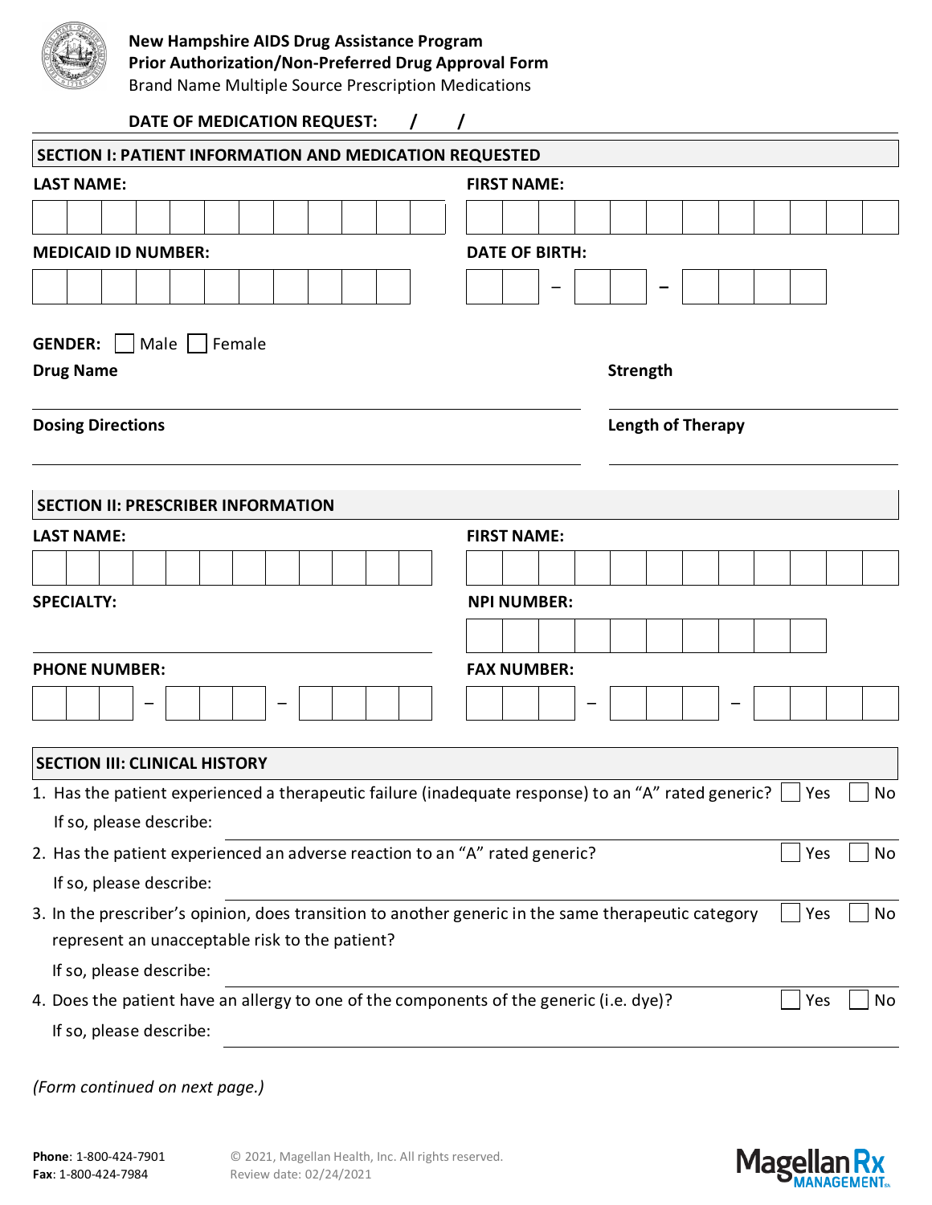**New Hampshire AIDS Drug Assistance Program**
**Prior Authorization/Non-Preferred Drug Approval Form**
Brand Name Multiple Source Prescription Medications

**DATE OF MEDICATION REQUEST:** / /

## SECTION I: PATIENT INFORMATION AND MEDICATION REQUESTED

**LAST NAME:**

**FIRST NAME:**

**MEDICAID ID NUMBER:**

**DATE OF BIRTH:** – –

**GENDER:** ☐ Male ☐ Female

**Drug Name**

**Strength**

**Dosing Directions**

**Length of Therapy**

## SECTION II: PRESCRIBER INFORMATION

**LAST NAME:**

**FIRST NAME:**

**SPECIALTY:**

**NPI NUMBER:**

**PHONE NUMBER:** – –

**FAX NUMBER:** – –

## SECTION III: CLINICAL HISTORY

1. Has the patient experienced a therapeutic failure (inadequate response) to an "A" rated generic? ☐ Yes ☐ No
   If so, please describe:
2. Has the patient experienced an adverse reaction to an "A" rated generic? ☐ Yes ☐ No
   If so, please describe:
3. In the prescriber's opinion, does transition to another generic in the same therapeutic category represent an unacceptable risk to the patient? ☐ Yes ☐ No
   If so, please describe:
4. Does the patient have an allergy to one of the components of the generic (i.e. dye)? ☐ Yes ☐ No
   If so, please describe:

*(Form continued on next page.)*

**Phone**: 1-800-424-7901
**Fax**: 1-800-424-7984

© 2021, Magellan Health, Inc. All rights reserved.
Review date: 02/24/2021

Magellan Rx MANAGEMENT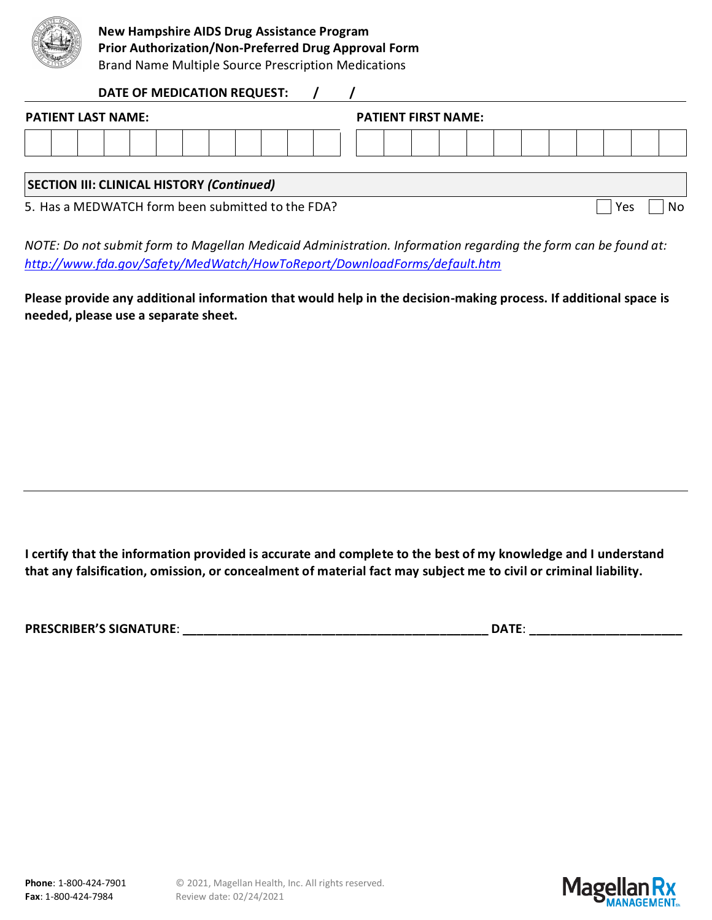**New Hampshire AIDS Drug Assistance Program**
**Prior Authorization/Non-Preferred Drug Approval Form**
Brand Name Multiple Source Prescription Medications

**DATE OF MEDICATION REQUEST:** / /

**PATIENT LAST NAME:** **PATIENT FIRST NAME:**

## SECTION III: CLINICAL HISTORY *(Continued)*

5. Has a MEDWATCH form been submitted to the FDA? ☐ Yes ☐ No

*NOTE: Do not submit form to Magellan Medicaid Administration. Information regarding the form can be found at:* *http://www.fda.gov/Safety/MedWatch/HowToReport/DownloadForms/default.htm*

**Please provide any additional information that would help in the decision-making process. If additional space is needed, please use a separate sheet.**

**I certify that the information provided is accurate and complete to the best of my knowledge and I understand that any falsification, omission, or concealment of material fact may subject me to civil or criminal liability.**

**PRESCRIBER'S SIGNATURE**: ____________________________________________ **DATE**: ______________________

**Phone**: 1-800-424-7901
**Fax**: 1-800-424-7984

© 2021, Magellan Health, Inc. All rights reserved.
Review date: 02/24/2021

Magellan Rx MANAGEMENT